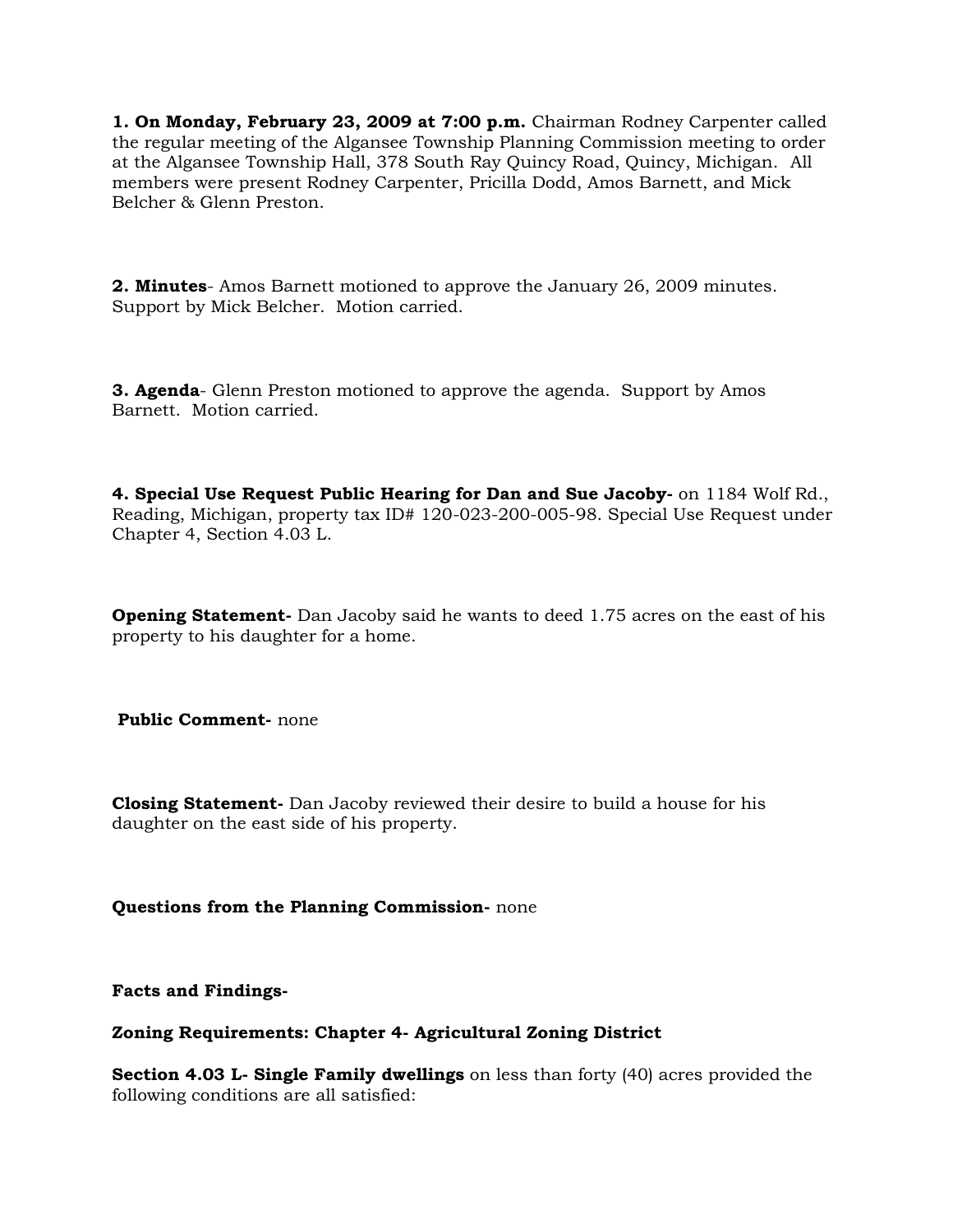**1. On Monday, February 23, 2009 at 7:00 p.m.** Chairman Rodney Carpenter called the regular meeting of the Algansee Township Planning Commission meeting to order at the Algansee Township Hall, 378 South Ray Quincy Road, Quincy, Michigan. All members were present Rodney Carpenter, Pricilla Dodd, Amos Barnett, and Mick Belcher & Glenn Preston.

**2. Minutes**- Amos Barnett motioned to approve the January 26, 2009 minutes. Support by Mick Belcher. Motion carried.

**3. Agenda**- Glenn Preston motioned to approve the agenda. Support by Amos Barnett. Motion carried.

**4. Special Use Request Public Hearing for Dan and Sue Jacoby-** on 1184 Wolf Rd., Reading, Michigan, property tax ID# 120-023-200-005-98. Special Use Request under Chapter 4, Section 4.03 L.

**Opening Statement-** Dan Jacoby said he wants to deed 1.75 acres on the east of his property to his daughter for a home.

**Public Comment-** none

**Closing Statement-** Dan Jacoby reviewed their desire to build a house for his daughter on the east side of his property.

**Questions from the Planning Commission-** none

**Facts and Findings-**

**Zoning Requirements: Chapter 4- Agricultural Zoning District**

**Section 4.03 L- Single Family dwellings** on less than forty (40) acres provided the following conditions are all satisfied: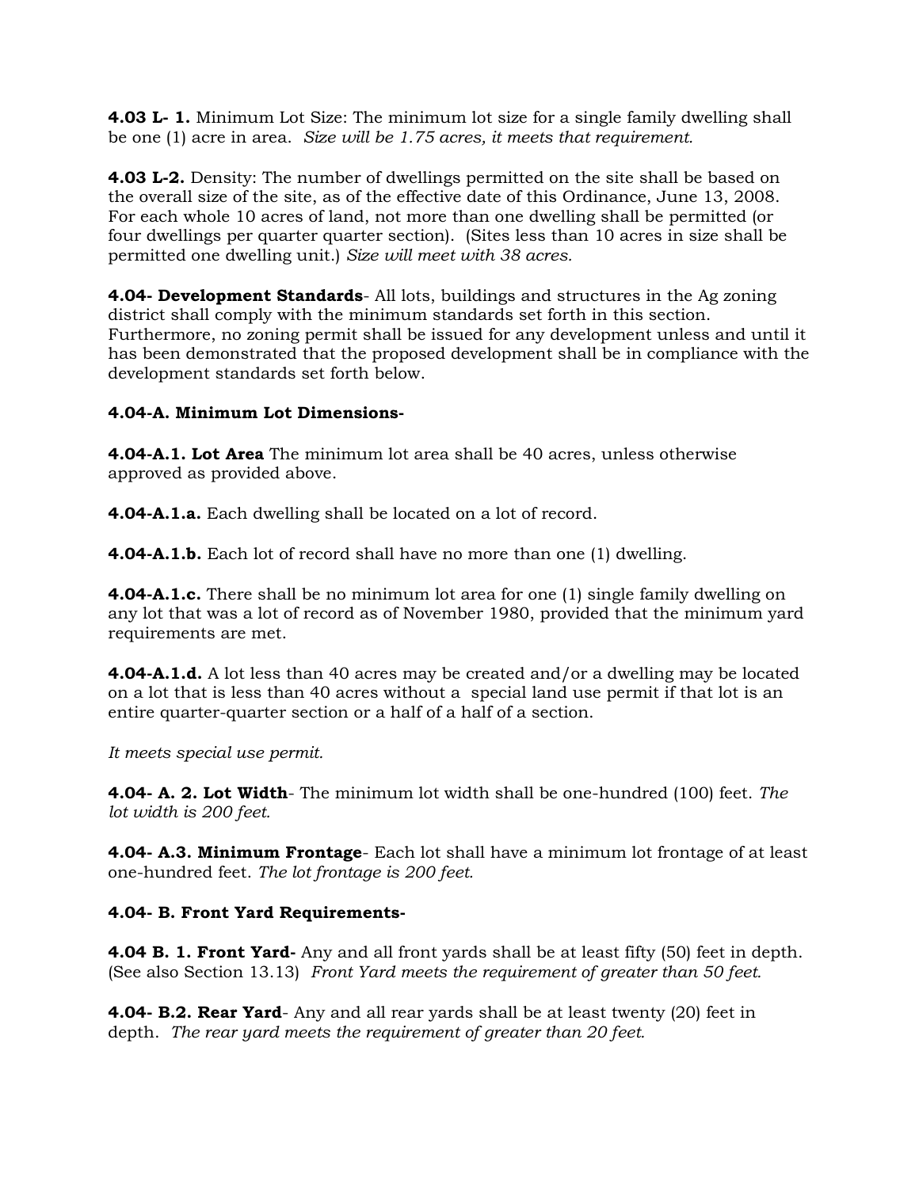**4.03 L- 1.** Minimum Lot Size: The minimum lot size for a single family dwelling shall be one (1) acre in area. *Size will be 1.75 acres, it meets that requirement.*

**4.03 L-2.** Density: The number of dwellings permitted on the site shall be based on the overall size of the site, as of the effective date of this Ordinance, June 13, 2008. For each whole 10 acres of land, not more than one dwelling shall be permitted (or four dwellings per quarter quarter section). (Sites less than 10 acres in size shall be permitted one dwelling unit.) *Size will meet with 38 acres.*

**4.04- Development Standards**- All lots, buildings and structures in the Ag zoning district shall comply with the minimum standards set forth in this section. Furthermore, no zoning permit shall be issued for any development unless and until it has been demonstrated that the proposed development shall be in compliance with the development standards set forth below.

**4.04-A. Minimum Lot Dimensions-**

**4.04-A.1. Lot Area** The minimum lot area shall be 40 acres, unless otherwise approved as provided above.

**4.04-A.1.a.** Each dwelling shall be located on a lot of record.

**4.04-A.1.b.** Each lot of record shall have no more than one (1) dwelling.

**4.04-A.1.c.** There shall be no minimum lot area for one (1) single family dwelling on any lot that was a lot of record as of November 1980, provided that the minimum yard requirements are met.

**4.04-A.1.d.** A lot less than 40 acres may be created and/or a dwelling may be located on a lot that is less than 40 acres without a special land use permit if that lot is an entire quarter-quarter section or a half of a half of a section.

*It meets special use permit.*

**4.04- A. 2. Lot Width**- The minimum lot width shall be one-hundred (100) feet. *The lot width is 200 feet.*

**4.04- A.3. Minimum Frontage**- Each lot shall have a minimum lot frontage of at least one-hundred feet. *The lot frontage is 200 feet.*

**4.04- B. Front Yard Requirements-**

**4.04 B. 1. Front Yard-** Any and all front yards shall be at least fifty (50) feet in depth. (See also Section 13.13) *Front Yard meets the requirement of greater than 50 feet.*

**4.04- B.2. Rear Yard**- Any and all rear yards shall be at least twenty (20) feet in depth. *The rear yard meets the requirement of greater than 20 feet.*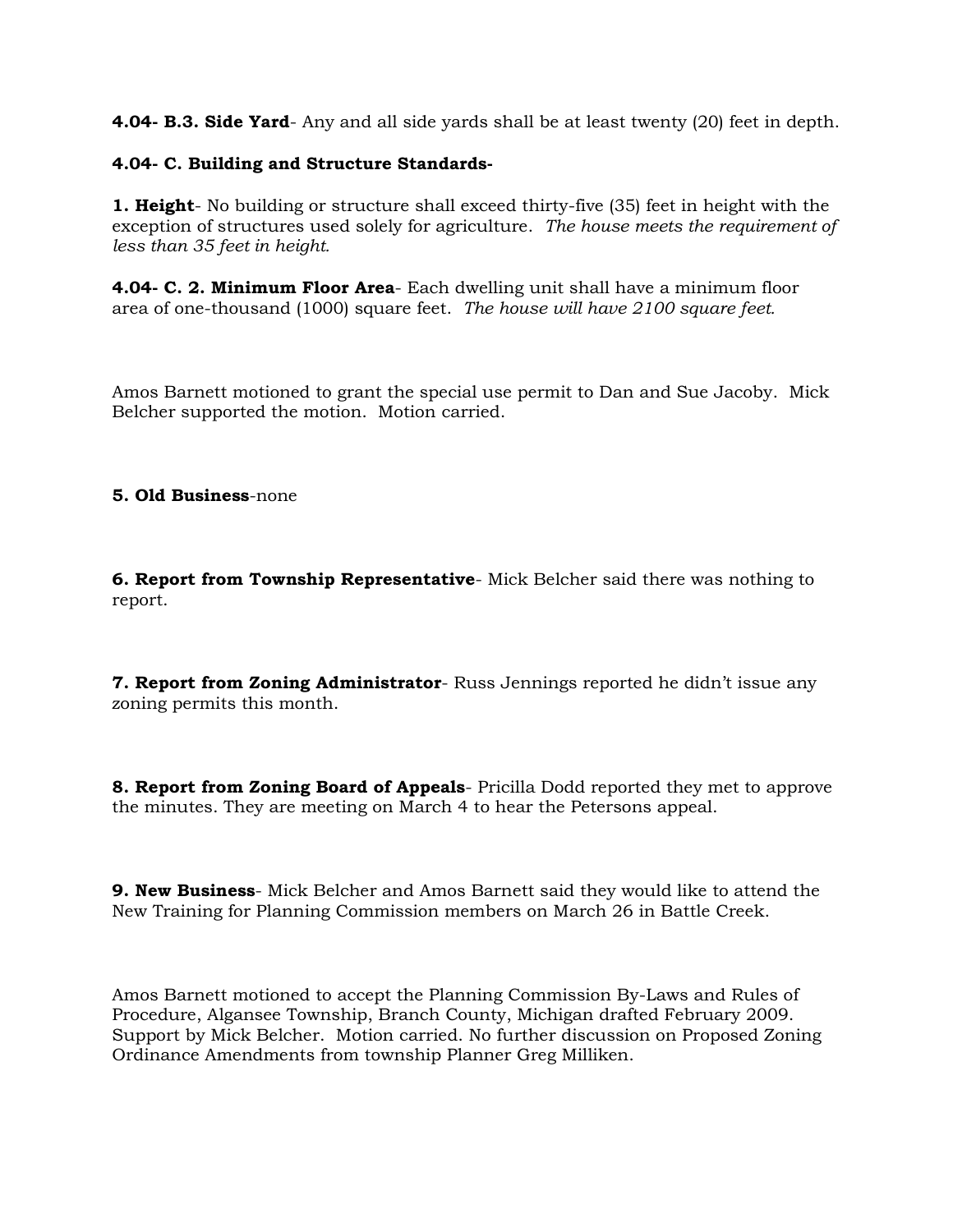**4.04- B.3. Side Yard**- Any and all side yards shall be at least twenty (20) feet in depth.

**4.04- C. Building and Structure Standards-**

**1. Height**- No building or structure shall exceed thirty-five (35) feet in height with the exception of structures used solely for agriculture. *The house meets the requirement of less than 35 feet in height.*

**4.04- C. 2. Minimum Floor Area**- Each dwelling unit shall have a minimum floor area of one-thousand (1000) square feet. *The house will have 2100 square feet.*

Amos Barnett motioned to grant the special use permit to Dan and Sue Jacoby. Mick Belcher supported the motion. Motion carried.

**5. Old Business**-none

**6. Report from Township Representative**- Mick Belcher said there was nothing to report.

**7. Report from Zoning Administrator**- Russ Jennings reported he didn't issue any zoning permits this month.

**8. Report from Zoning Board of Appeals**- Pricilla Dodd reported they met to approve the minutes. They are meeting on March 4 to hear the Petersons appeal.

**9. New Business**- Mick Belcher and Amos Barnett said they would like to attend the New Training for Planning Commission members on March 26 in Battle Creek.

Amos Barnett motioned to accept the Planning Commission By-Laws and Rules of Procedure, Algansee Township, Branch County, Michigan drafted February 2009. Support by Mick Belcher. Motion carried. No further discussion on Proposed Zoning Ordinance Amendments from township Planner Greg Milliken.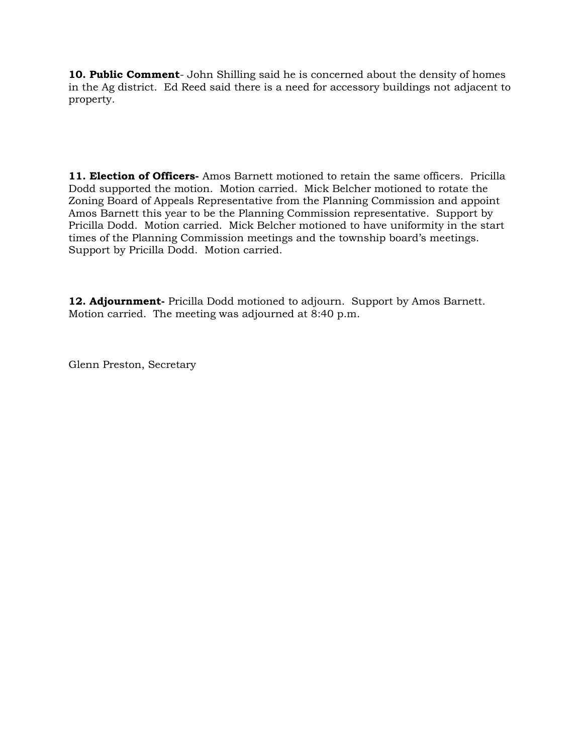**10. Public Comment**- John Shilling said he is concerned about the density of homes in the Ag district. Ed Reed said there is a need for accessory buildings not adjacent to property.

**11. Election of Officers-** Amos Barnett motioned to retain the same officers. Pricilla Dodd supported the motion. Motion carried. Mick Belcher motioned to rotate the Zoning Board of Appeals Representative from the Planning Commission and appoint Amos Barnett this year to be the Planning Commission representative. Support by Pricilla Dodd. Motion carried. Mick Belcher motioned to have uniformity in the start times of the Planning Commission meetings and the township board's meetings. Support by Pricilla Dodd. Motion carried.

**12. Adjournment-** Pricilla Dodd motioned to adjourn. Support by Amos Barnett. Motion carried. The meeting was adjourned at 8:40 p.m.

Glenn Preston, Secretary